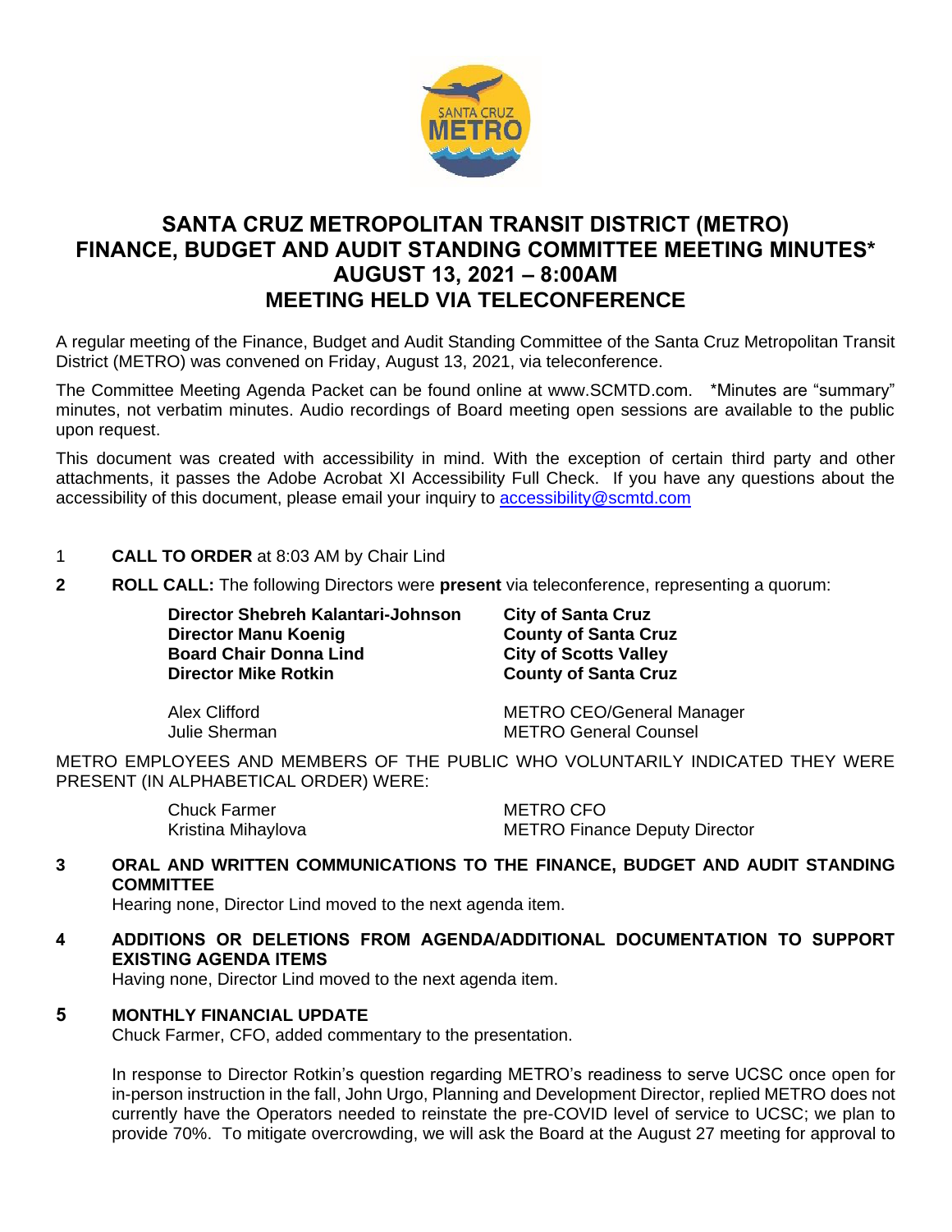# SANTA CRUZ METROPOLITAN TRANSIT DISTRICT (METRO) FINANCE, BUDGET AND AUDIT STANDING COMMITTEE MEETING MINUTES* AUGUST 13, 2021 – 8:00AM MEETING HELD VIA TELECONFERENCE

A regular meeting of the Finance, Budget and Audit Standing Committee of the Santa Cruz Metropolitan Transit District (METRO) was convened on Friday, August 13, 2021, via teleconference.

The Committee Meeting Agenda Packet can be found online at www.SCMTD.com. *Minutes are "summary" minutes, not verbatim minutes. Audio recordings of Board meeting open sessions are available to the public upon request.

This document was created with accessibility in mind. With the exception of certain third party and other attachments, it passes the Adobe Acrobat XI Accessibility Full Check. If you have any questions about the accessibility of this document, please email your inquiry to accessibility@scmtd.com

1 **CALL TO ORDER** at 8:03 AM by Chair Lind

**2 ROLL CALL:** The following Directors were **present** via teleconference, representing a quorum:

| | |
|---|---|
| **Director Shebreh Kalantari-Johnson** | **City of Santa Cruz** |
| **Director Manu Koenig** | **County of Santa Cruz** |
| **Board Chair Donna Lind** | **City of Scotts Valley** |
| **Director Mike Rotkin** | **County of Santa Cruz** |
| Alex Clifford | METRO CEO/General Manager |
| Julie Sherman | METRO General Counsel |

METRO EMPLOYEES AND MEMBERS OF THE PUBLIC WHO VOLUNTARILY INDICATED THEY WERE PRESENT (IN ALPHABETICAL ORDER) WERE:

| | |
|---|---|
| Chuck Farmer | METRO CFO |
| Kristina Mihaylova | METRO Finance Deputy Director |

**3 ORAL AND WRITTEN COMMUNICATIONS TO THE FINANCE, BUDGET AND AUDIT STANDING COMMITTEE**

Hearing none, Director Lind moved to the next agenda item.

**4 ADDITIONS OR DELETIONS FROM AGENDA/ADDITIONAL DOCUMENTATION TO SUPPORT EXISTING AGENDA ITEMS**

Having none, Director Lind moved to the next agenda item.

**5 MONTHLY FINANCIAL UPDATE**

Chuck Farmer, CFO, added commentary to the presentation.

In response to Director Rotkin's question regarding METRO's readiness to serve UCSC once open for in-person instruction in the fall, John Urgo, Planning and Development Director, replied METRO does not currently have the Operators needed to reinstate the pre-COVID level of service to UCSC; we plan to provide 70%. To mitigate overcrowding, we will ask the Board at the August 27 meeting for approval to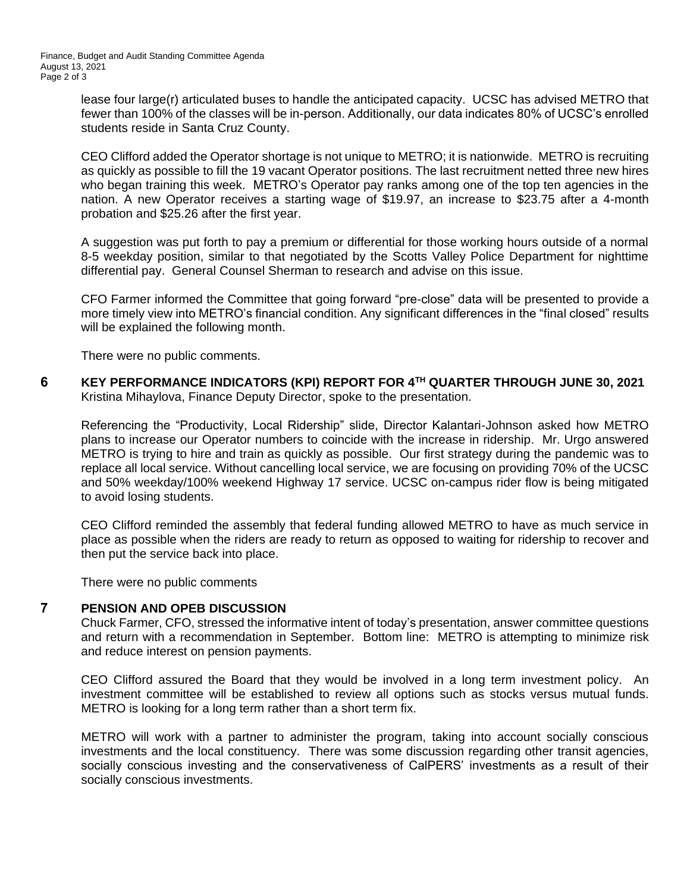lease four large(r) articulated buses to handle the anticipated capacity. UCSC has advised METRO that fewer than 100% of the classes will be in-person. Additionally, our data indicates 80% of UCSC's enrolled students reside in Santa Cruz County.

CEO Clifford added the Operator shortage is not unique to METRO; it is nationwide. METRO is recruiting as quickly as possible to fill the 19 vacant Operator positions. The last recruitment netted three new hires who began training this week. METRO's Operator pay ranks among one of the top ten agencies in the nation. A new Operator receives a starting wage of $19.97, an increase to $23.75 after a 4-month probation and $25.26 after the first year.

A suggestion was put forth to pay a premium or differential for those working hours outside of a normal 8-5 weekday position, similar to that negotiated by the Scotts Valley Police Department for nighttime differential pay. General Counsel Sherman to research and advise on this issue.

CFO Farmer informed the Committee that going forward "pre-close" data will be presented to provide a more timely view into METRO's financial condition. Any significant differences in the "final closed" results will be explained the following month.

There were no public comments.

## 6 KEY PERFORMANCE INDICATORS (KPI) REPORT FOR 4TH QUARTER THROUGH JUNE 30, 2021

Kristina Mihaylova, Finance Deputy Director, spoke to the presentation.

Referencing the "Productivity, Local Ridership" slide, Director Kalantari-Johnson asked how METRO plans to increase our Operator numbers to coincide with the increase in ridership. Mr. Urgo answered METRO is trying to hire and train as quickly as possible. Our first strategy during the pandemic was to replace all local service. Without cancelling local service, we are focusing on providing 70% of the UCSC and 50% weekday/100% weekend Highway 17 service. UCSC on-campus rider flow is being mitigated to avoid losing students.

CEO Clifford reminded the assembly that federal funding allowed METRO to have as much service in place as possible when the riders are ready to return as opposed to waiting for ridership to recover and then put the service back into place.

There were no public comments

## 7 PENSION AND OPEB DISCUSSION

Chuck Farmer, CFO, stressed the informative intent of today's presentation, answer committee questions and return with a recommendation in September. Bottom line: METRO is attempting to minimize risk and reduce interest on pension payments.

CEO Clifford assured the Board that they would be involved in a long term investment policy. An investment committee will be established to review all options such as stocks versus mutual funds. METRO is looking for a long term rather than a short term fix.

METRO will work with a partner to administer the program, taking into account socially conscious investments and the local constituency. There was some discussion regarding other transit agencies, socially conscious investing and the conservativeness of CalPERS' investments as a result of their socially conscious investments.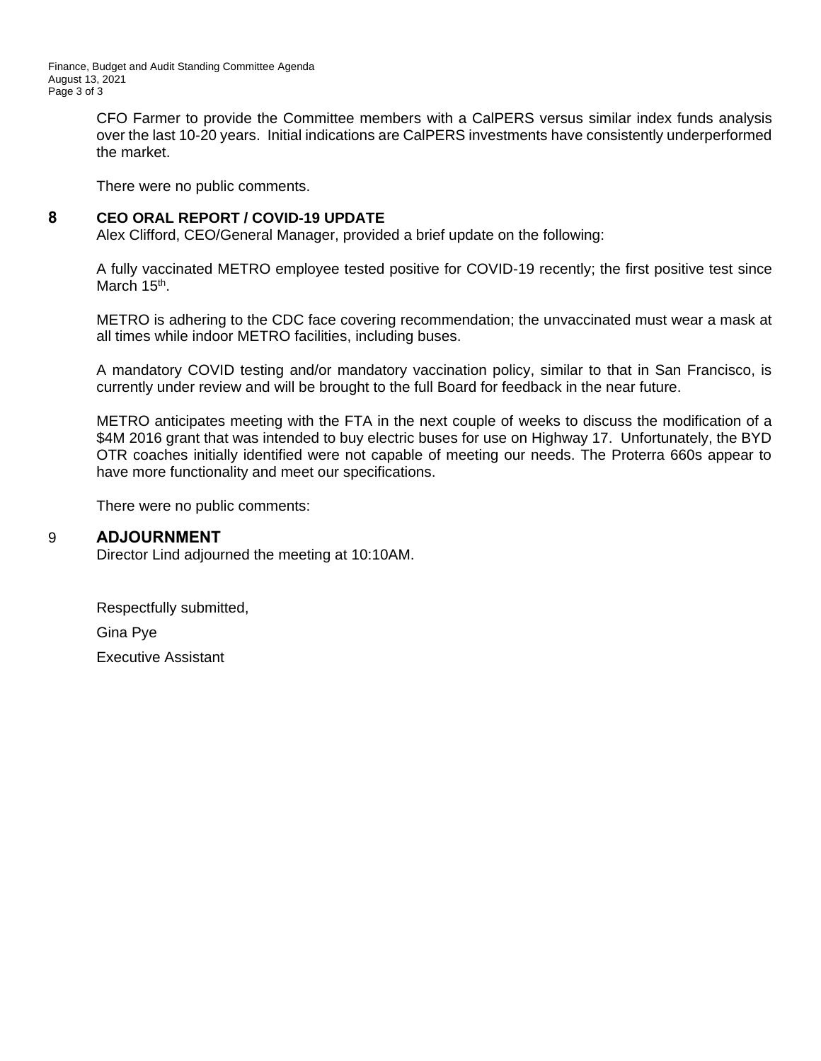CFO Farmer to provide the Committee members with a CalPERS versus similar index funds analysis over the last 10-20 years. Initial indications are CalPERS investments have consistently underperformed the market.

There were no public comments.

## 8 CEO ORAL REPORT / COVID-19 UPDATE

Alex Clifford, CEO/General Manager, provided a brief update on the following:

A fully vaccinated METRO employee tested positive for COVID-19 recently; the first positive test since March 15th.

METRO is adhering to the CDC face covering recommendation; the unvaccinated must wear a mask at all times while indoor METRO facilities, including buses.

A mandatory COVID testing and/or mandatory vaccination policy, similar to that in San Francisco, is currently under review and will be brought to the full Board for feedback in the near future.

METRO anticipates meeting with the FTA in the next couple of weeks to discuss the modification of a $4M 2016 grant that was intended to buy electric buses for use on Highway 17. Unfortunately, the BYD OTR coaches initially identified were not capable of meeting our needs. The Proterra 660s appear to have more functionality and meet our specifications.

There were no public comments:

## 9 ADJOURNMENT

Director Lind adjourned the meeting at 10:10AM.

Respectfully submitted,

Gina Pye

Executive Assistant